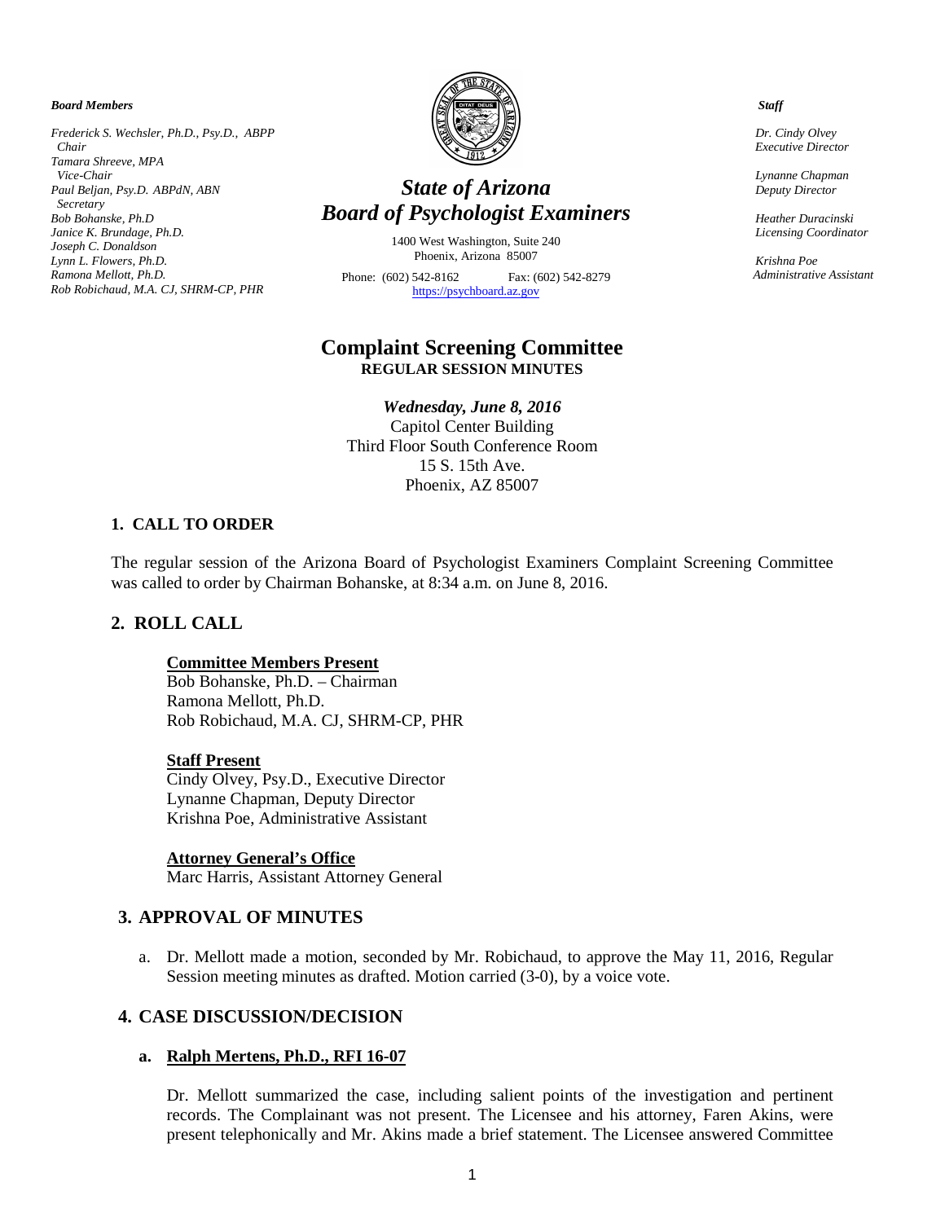***Board Members***

*Frederick S. Wechsler, Ph.D., Psy.D., ABPP*
*Chair*
*Tamara Shreeve, MPA*
*Vice-Chair*
*Paul Beljan, Psy.D. ABPdN, ABN*
*Secretary*
*Bob Bohanske, Ph.D*
*Janice K. Brundage, Ph.D.*
*Joseph C. Donaldson*
*Lynn L. Flowers, Ph.D.*
*Ramona Mellott, Ph.D.*
*Rob Robichaud, M.A. CJ, SHRM-CP, PHR*

# *State of Arizona*
# *Board of Psychologist Examiners*

1400 West Washington, Suite 240
Phoenix, Arizona 85007

Phone: (602) 542-8162 Fax: (602) 542-8279
https://psychboard.az.gov

***Staff***

*Dr. Cindy Olvey*
*Executive Director*

*Lynanne Chapman*
*Deputy Director*

*Heather Duracinski*
*Licensing Coordinator*

*Krishna Poe*
*Administrative Assistant*

## Complaint Screening Committee
**REGULAR SESSION MINUTES**

***Wednesday, June 8, 2016***
Capitol Center Building
Third Floor South Conference Room
15 S. 15th Ave.
Phoenix, AZ 85007

### 1. CALL TO ORDER

The regular session of the Arizona Board of Psychologist Examiners Complaint Screening Committee was called to order by Chairman Bohanske, at 8:34 a.m. on June 8, 2016.

### 2. ROLL CALL

**Committee Members Present**
Bob Bohanske, Ph.D. – Chairman
Ramona Mellott, Ph.D.
Rob Robichaud, M.A. CJ, SHRM-CP, PHR

**Staff Present**
Cindy Olvey, Psy.D., Executive Director
Lynanne Chapman, Deputy Director
Krishna Poe, Administrative Assistant

**Attorney General's Office**
Marc Harris, Assistant Attorney General

### 3. APPROVAL OF MINUTES

a. Dr. Mellott made a motion, seconded by Mr. Robichaud, to approve the May 11, 2016, Regular Session meeting minutes as drafted. Motion carried (3-0), by a voice vote.

### 4. CASE DISCUSSION/DECISION

**a. Ralph Mertens, Ph.D., RFI 16-07**

Dr. Mellott summarized the case, including salient points of the investigation and pertinent records. The Complainant was not present. The Licensee and his attorney, Faren Akins, were present telephonically and Mr. Akins made a brief statement. The Licensee answered Committee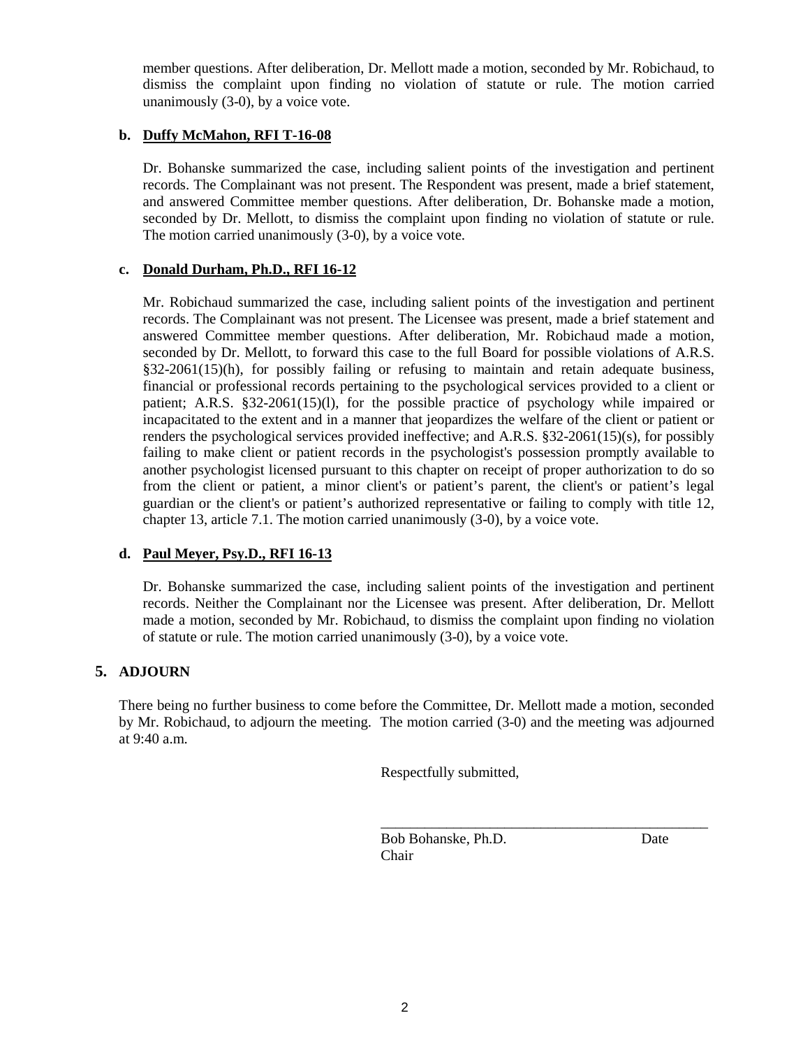member questions. After deliberation, Dr. Mellott made a motion, seconded by Mr. Robichaud, to dismiss the complaint upon finding no violation of statute or rule. The motion carried unanimously (3-0), by a voice vote.

**b. Duffy McMahon, RFI T-16-08**

Dr. Bohanske summarized the case, including salient points of the investigation and pertinent records. The Complainant was not present. The Respondent was present, made a brief statement, and answered Committee member questions. After deliberation, Dr. Bohanske made a motion, seconded by Dr. Mellott, to dismiss the complaint upon finding no violation of statute or rule. The motion carried unanimously (3-0), by a voice vote.

**c. Donald Durham, Ph.D., RFI 16-12**

Mr. Robichaud summarized the case, including salient points of the investigation and pertinent records. The Complainant was not present. The Licensee was present, made a brief statement and answered Committee member questions. After deliberation, Mr. Robichaud made a motion, seconded by Dr. Mellott, to forward this case to the full Board for possible violations of A.R.S. §32-2061(15)(h), for possibly failing or refusing to maintain and retain adequate business, financial or professional records pertaining to the psychological services provided to a client or patient; A.R.S. §32-2061(15)(l), for the possible practice of psychology while impaired or incapacitated to the extent and in a manner that jeopardizes the welfare of the client or patient or renders the psychological services provided ineffective; and A.R.S. §32-2061(15)(s), for possibly failing to make client or patient records in the psychologist's possession promptly available to another psychologist licensed pursuant to this chapter on receipt of proper authorization to do so from the client or patient, a minor client's or patient's parent, the client's or patient's legal guardian or the client's or patient's authorized representative or failing to comply with title 12, chapter 13, article 7.1. The motion carried unanimously (3-0), by a voice vote.

**d. Paul Meyer, Psy.D., RFI 16-13**

Dr. Bohanske summarized the case, including salient points of the investigation and pertinent records. Neither the Complainant nor the Licensee was present. After deliberation, Dr. Mellott made a motion, seconded by Mr. Robichaud, to dismiss the complaint upon finding no violation of statute or rule. The motion carried unanimously (3-0), by a voice vote.

## 5. ADJOURN

There being no further business to come before the Committee, Dr. Mellott made a motion, seconded by Mr. Robichaud, to adjourn the meeting. The motion carried (3-0) and the meeting was adjourned at 9:40 a.m.

Respectfully submitted,

_______________________________________________

Bob Bohanske, Ph.D. Date
Chair